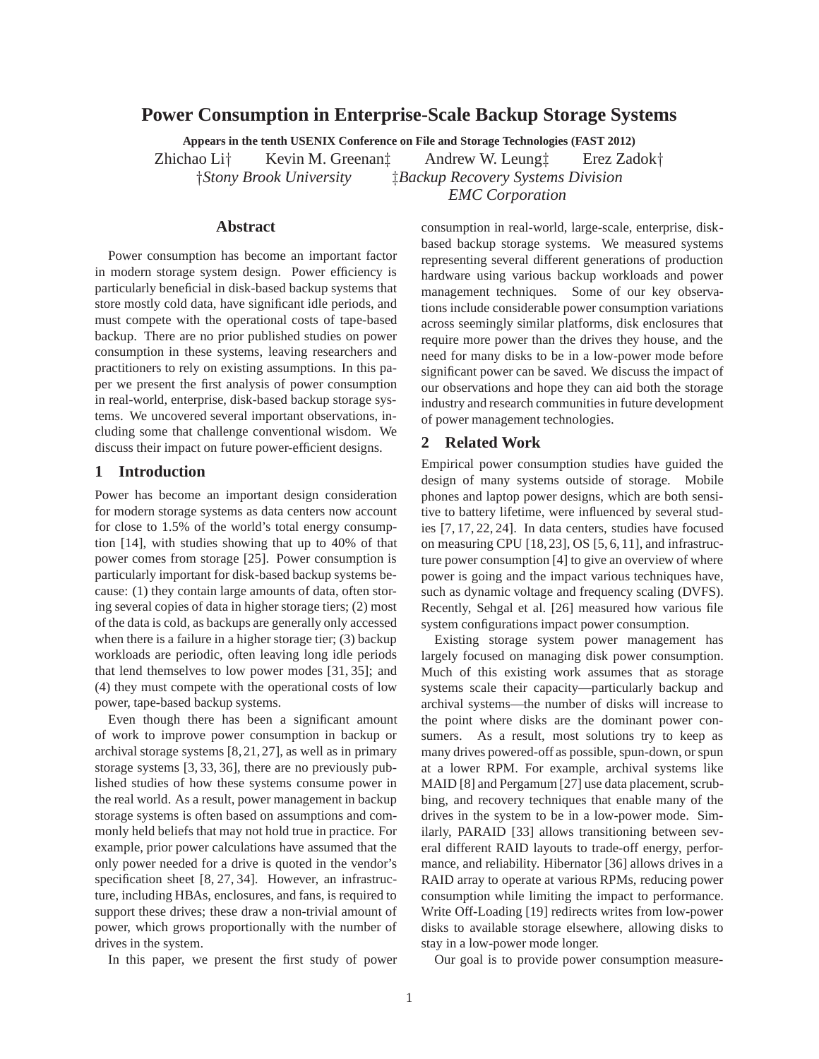# Power Consumption in Enterprise-Scale Backup Storage Systems

**Appears in the tenth USENIX Conference on File and Storage Technologies (FAST 2012)**

Zhichao Li† Kevin M. Greenan‡ Andrew W. Leung‡ Erez Zadok†

†*Stony Brook University* ‡*Backup Recovery Systems Division EMC Corporation*

## Abstract

Power consumption has become an important factor in modern storage system design. Power efficiency is particularly beneficial in disk-based backup systems that store mostly cold data, have significant idle periods, and must compete with the operational costs of tape-based backup. There are no prior published studies on power consumption in these systems, leaving researchers and practitioners to rely on existing assumptions. In this paper we present the first analysis of power consumption in real-world, enterprise, disk-based backup storage systems. We uncovered several important observations, including some that challenge conventional wisdom. We discuss their impact on future power-efficient designs.

## 1 Introduction

Power has become an important design consideration for modern storage systems as data centers now account for close to 1.5% of the world's total energy consumption [14], with studies showing that up to 40% of that power comes from storage [25]. Power consumption is particularly important for disk-based backup systems because: (1) they contain large amounts of data, often storing several copies of data in higher storage tiers; (2) most of the data is cold, as backups are generally only accessed when there is a failure in a higher storage tier; (3) backup workloads are periodic, often leaving long idle periods that lend themselves to low power modes [31, 35]; and (4) they must compete with the operational costs of low power, tape-based backup systems.

Even though there has been a significant amount of work to improve power consumption in backup or archival storage systems [8, 21, 27], as well as in primary storage systems [3, 33, 36], there are no previously published studies of how these systems consume power in the real world. As a result, power management in backup storage systems is often based on assumptions and commonly held beliefs that may not hold true in practice. For example, prior power calculations have assumed that the only power needed for a drive is quoted in the vendor's specification sheet [8, 27, 34]. However, an infrastructure, including HBAs, enclosures, and fans, is required to support these drives; these draw a non-trivial amount of power, which grows proportionally with the number of drives in the system.

In this paper, we present the first study of power consumption in real-world, large-scale, enterprise, disk-based backup storage systems. We measured systems representing several different generations of production hardware using various backup workloads and power management techniques. Some of our key observations include considerable power consumption variations across seemingly similar platforms, disk enclosures that require more power than the drives they house, and the need for many disks to be in a low-power mode before significant power can be saved. We discuss the impact of our observations and hope they can aid both the storage industry and research communities in future development of power management technologies.

## 2 Related Work

Empirical power consumption studies have guided the design of many systems outside of storage. Mobile phones and laptop power designs, which are both sensitive to battery lifetime, were influenced by several studies [7, 17, 22, 24]. In data centers, studies have focused on measuring CPU [18, 23], OS [5, 6, 11], and infrastructure power consumption [4] to give an overview of where power is going and the impact various techniques have, such as dynamic voltage and frequency scaling (DVFS). Recently, Sehgal et al. [26] measured how various file system configurations impact power consumption.

Existing storage system power management has largely focused on managing disk power consumption. Much of this existing work assumes that as storage systems scale their capacity—particularly backup and archival systems—the number of disks will increase to the point where disks are the dominant power consumers. As a result, most solutions try to keep as many drives powered-off as possible, spun-down, or spun at a lower RPM. For example, archival systems like MAID [8] and Pergamum [27] use data placement, scrubbing, and recovery techniques that enable many of the drives in the system to be in a low-power mode. Similarly, PARAID [33] allows transitioning between several different RAID layouts to trade-off energy, performance, and reliability. Hibernator [36] allows drives in a RAID array to operate at various RPMs, reducing power consumption while limiting the impact to performance. Write Off-Loading [19] redirects writes from low-power disks to available storage elsewhere, allowing disks to stay in a low-power mode longer.

Our goal is to provide power consumption measure-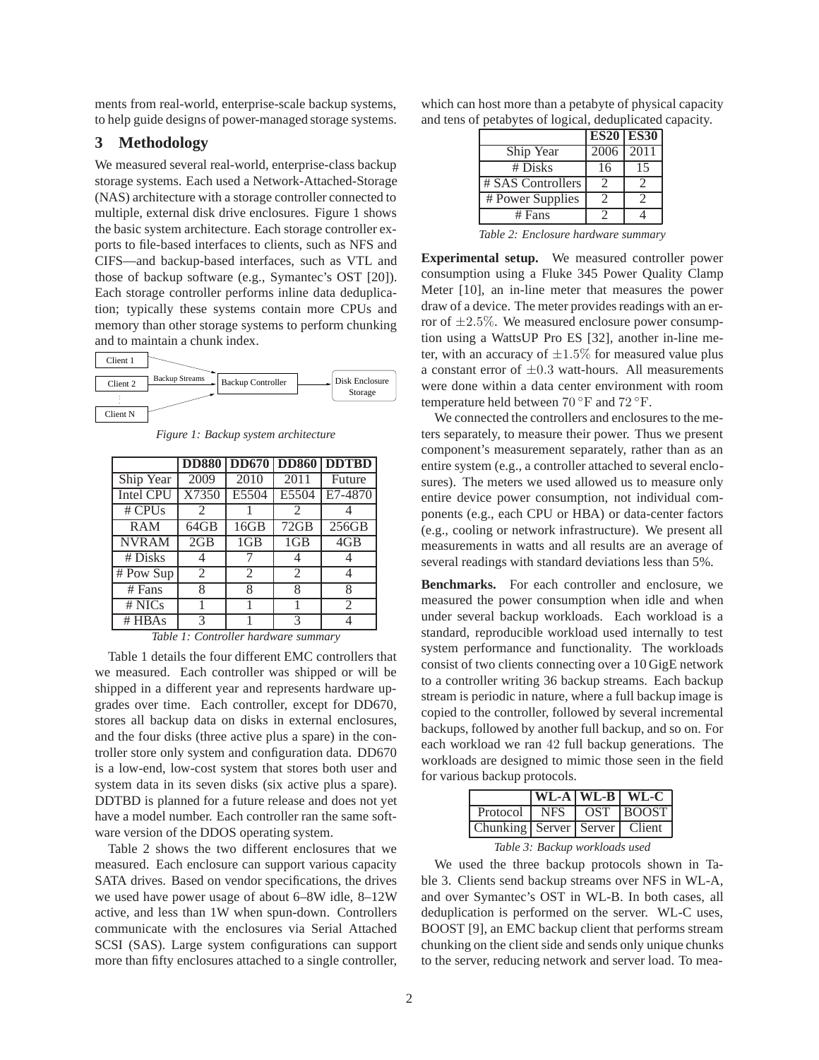ments from real-world, enterprise-scale backup systems, to help guide designs of power-managed storage systems.

## 3 Methodology

We measured several real-world, enterprise-class backup storage systems. Each used a Network-Attached-Storage (NAS) architecture with a storage controller connected to multiple, external disk drive enclosures. Figure 1 shows the basic system architecture. Each storage controller exports to file-based interfaces to clients, such as NFS and CIFS—and backup-based interfaces, such as VTL and those of backup software (e.g., Symantec's OST [20]). Each storage controller performs inline data deduplication; typically these systems contain more CPUs and memory than other storage systems to perform chunking and to maintain a chunk index.

Client 1 / Client 2 / ... / Client N → Backup Streams → Backup Controller → Disk Enclosure Storage

*Figure 1: Backup system architecture*

| | DD880 | DD670 | DD860 | DDTBD |
|---|---|---|---|---|
| Ship Year | 2009 | 2010 | 2011 | Future |
| Intel CPU | X7350 | E5504 | E5504 | E7-4870 |
| # CPUs | 2 | 1 | 2 | 4 |
| RAM | 64GB | 16GB | 72GB | 256GB |
| NVRAM | 2GB | 1GB | 1GB | 4GB |
| # Disks | 4 | 7 | 4 | 4 |
| # Pow Sup | 2 | 2 | 2 | 4 |
| # Fans | 8 | 8 | 8 | 8 |
| # NICs | 1 | 1 | 1 | 2 |
| # HBAs | 3 | 1 | 3 | 4 |

*Table 1: Controller hardware summary*

Table 1 details the four different EMC controllers that we measured. Each controller was shipped or will be shipped in a different year and represents hardware upgrades over time. Each controller, except for DD670, stores all backup data on disks in external enclosures, and the four disks (three active plus a spare) in the controller store only system and configuration data. DD670 is a low-end, low-cost system that stores both user and system data in its seven disks (six active plus a spare). DDTBD is planned for a future release and does not yet have a model number. Each controller ran the same software version of the DDOS operating system.

Table 2 shows the two different enclosures that we measured. Each enclosure can support various capacity SATA drives. Based on vendor specifications, the drives we used have power usage of about 6–8W idle, 8–12W active, and less than 1W when spun-down. Controllers communicate with the enclosures via Serial Attached SCSI (SAS). Large system configurations can support more than fifty enclosures attached to a single controller, which can host more than a petabyte of physical capacity and tens of petabytes of logical, deduplicated capacity.

| | ES20 | ES30 |
|---|---|---|
| Ship Year | 2006 | 2011 |
| # Disks | 16 | 15 |
| # SAS Controllers | 2 | 2 |
| # Power Supplies | 2 | 2 |
| # Fans | 2 | 4 |

*Table 2: Enclosure hardware summary*

**Experimental setup.** We measured controller power consumption using a Fluke 345 Power Quality Clamp Meter [10], an in-line meter that measures the power draw of a device. The meter provides readings with an error of $\pm 2.5\%$. We measured enclosure power consumption using a WattsUP Pro ES [32], another in-line meter, with an accuracy of $\pm 1.5\%$ for measured value plus a constant error of $\pm 0.3$ watt-hours. All measurements were done within a data center environment with room temperature held between $70\,^{\circ}$F and $72\,^{\circ}$F.

We connected the controllers and enclosures to the meters separately, to measure their power. Thus we present component's measurement separately, rather than as an entire system (e.g., a controller attached to several enclosures). The meters we used allowed us to measure only entire device power consumption, not individual components (e.g., each CPU or HBA) or data-center factors (e.g., cooling or network infrastructure). We present all measurements in watts and all results are an average of several readings with standard deviations less than 5%.

**Benchmarks.** For each controller and enclosure, we measured the power consumption when idle and when under several backup workloads. Each workload is a standard, reproducible workload used internally to test system performance and functionality. The workloads consist of two clients connecting over a 10 GigE network to a controller writing 36 backup streams. Each backup stream is periodic in nature, where a full backup image is copied to the controller, followed by several incremental backups, followed by another full backup, and so on. For each workload we ran 42 full backup generations. The workloads are designed to mimic those seen in the field for various backup protocols.

| | WL-A | WL-B | WL-C |
|---|---|---|---|
| Protocol | NFS | OST | BOOST |
| Chunking | Server | Server | Client |

*Table 3: Backup workloads used*

We used the three backup protocols shown in Table 3. Clients send backup streams over NFS in WL-A, and over Symantec's OST in WL-B. In both cases, all deduplication is performed on the server. WL-C uses, BOOST [9], an EMC backup client that performs stream chunking on the client side and sends only unique chunks to the server, reducing network and server load. To mea-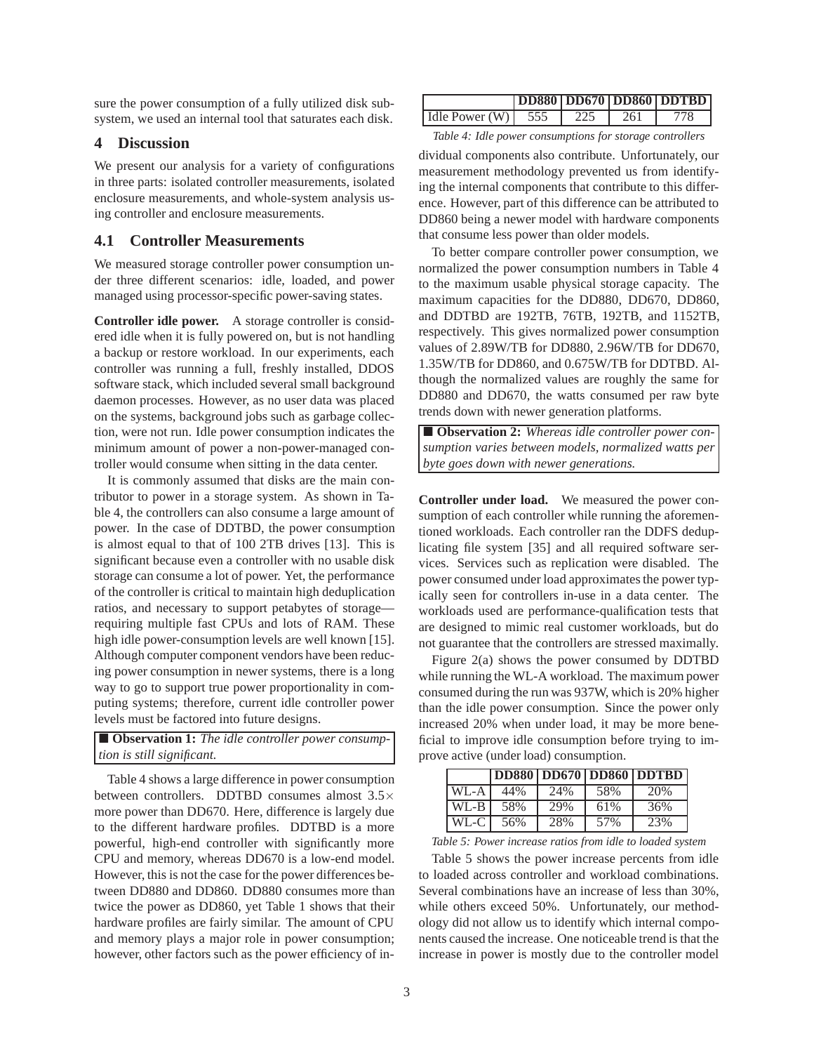sure the power consumption of a fully utilized disk subsystem, we used an internal tool that saturates each disk.

## 4 Discussion

We present our analysis for a variety of configurations in three parts: isolated controller measurements, isolated enclosure measurements, and whole-system analysis using controller and enclosure measurements.

### 4.1 Controller Measurements

We measured storage controller power consumption under three different scenarios: idle, loaded, and power managed using processor-specific power-saving states.

**Controller idle power.** A storage controller is considered idle when it is fully powered on, but is not handling a backup or restore workload. In our experiments, each controller was running a full, freshly installed, DDOS software stack, which included several small background daemon processes. However, as no user data was placed on the systems, background jobs such as garbage collection, were not run. Idle power consumption indicates the minimum amount of power a non-power-managed controller would consume when sitting in the data center.

It is commonly assumed that disks are the main contributor to power in a storage system. As shown in Table 4, the controllers can also consume a large amount of power. In the case of DDTBD, the power consumption is almost equal to that of 100 2TB drives [13]. This is significant because even a controller with no usable disk storage can consume a lot of power. Yet, the performance of the controller is critical to maintain high deduplication ratios, and necessary to support petabytes of storage—requiring multiple fast CPUs and lots of RAM. These high idle power-consumption levels are well known [15]. Although computer component vendors have been reducing power consumption in newer systems, there is a long way to go to support true power proportionality in computing systems; therefore, current idle controller power levels must be factored into future designs.

■ **Observation 1:** *The idle controller power consumption is still significant.*

Table 4 shows a large difference in power consumption between controllers. DDTBD consumes almost 3.5× more power than DD670. Here, difference is largely due to the different hardware profiles. DDTBD is a more powerful, high-end controller with significantly more CPU and memory, whereas DD670 is a low-end model. However, this is not the case for the power differences between DD880 and DD860. DD880 consumes more than twice the power as DD860, yet Table 1 shows that their hardware profiles are fairly similar. The amount of CPU and memory plays a major role in power consumption; however, other factors such as the power efficiency of individual components also contribute. Unfortunately, our measurement methodology prevented us from identifying the internal components that contribute to this difference. However, part of this difference can be attributed to DD860 being a newer model with hardware components that consume less power than older models.

| | **DD880** | **DD670** | **DD860** | **DDTBD** |
|---|---|---|---|---|
| Idle Power (W) | 555 | 225 | 261 | 778 |

*Table 4: Idle power consumptions for storage controllers*

To better compare controller power consumption, we normalized the power consumption numbers in Table 4 to the maximum usable physical storage capacity. The maximum capacities for the DD880, DD670, DD860, and DDTBD are 192TB, 76TB, 192TB, and 1152TB, respectively. This gives normalized power consumption values of 2.89W/TB for DD880, 2.96W/TB for DD670, 1.35W/TB for DD860, and 0.675W/TB for DDTBD. Although the normalized values are roughly the same for DD880 and DD670, the watts consumed per raw byte trends down with newer generation platforms.

■ **Observation 2:** *Whereas idle controller power consumption varies between models, normalized watts per byte goes down with newer generations.*

**Controller under load.** We measured the power consumption of each controller while running the aforementioned workloads. Each controller ran the DDFS deduplicating file system [35] and all required software services. Services such as replication were disabled. The power consumed under load approximates the power typically seen for controllers in-use in a data center. The workloads used are performance-qualification tests that are designed to mimic real customer workloads, but do not guarantee that the controllers are stressed maximally.

Figure 2(a) shows the power consumed by DDTBD while running the WL-A workload. The maximum power consumed during the run was 937W, which is 20% higher than the idle power consumption. Since the power only increased 20% when under load, it may be more beneficial to improve idle consumption before trying to improve active (under load) consumption.

| | **DD880** | **DD670** | **DD860** | **DDTBD** |
|---|---|---|---|---|
| WL-A | 44% | 24% | 58% | 20% |
| WL-B | 58% | 29% | 61% | 36% |
| WL-C | 56% | 28% | 57% | 23% |

*Table 5: Power increase ratios from idle to loaded system*

Table 5 shows the power increase percents from idle to loaded across controller and workload combinations. Several combinations have an increase of less than 30%, while others exceed 50%. Unfortunately, our methodology did not allow us to identify which internal components caused the increase. One noticeable trend is that the increase in power is mostly due to the controller model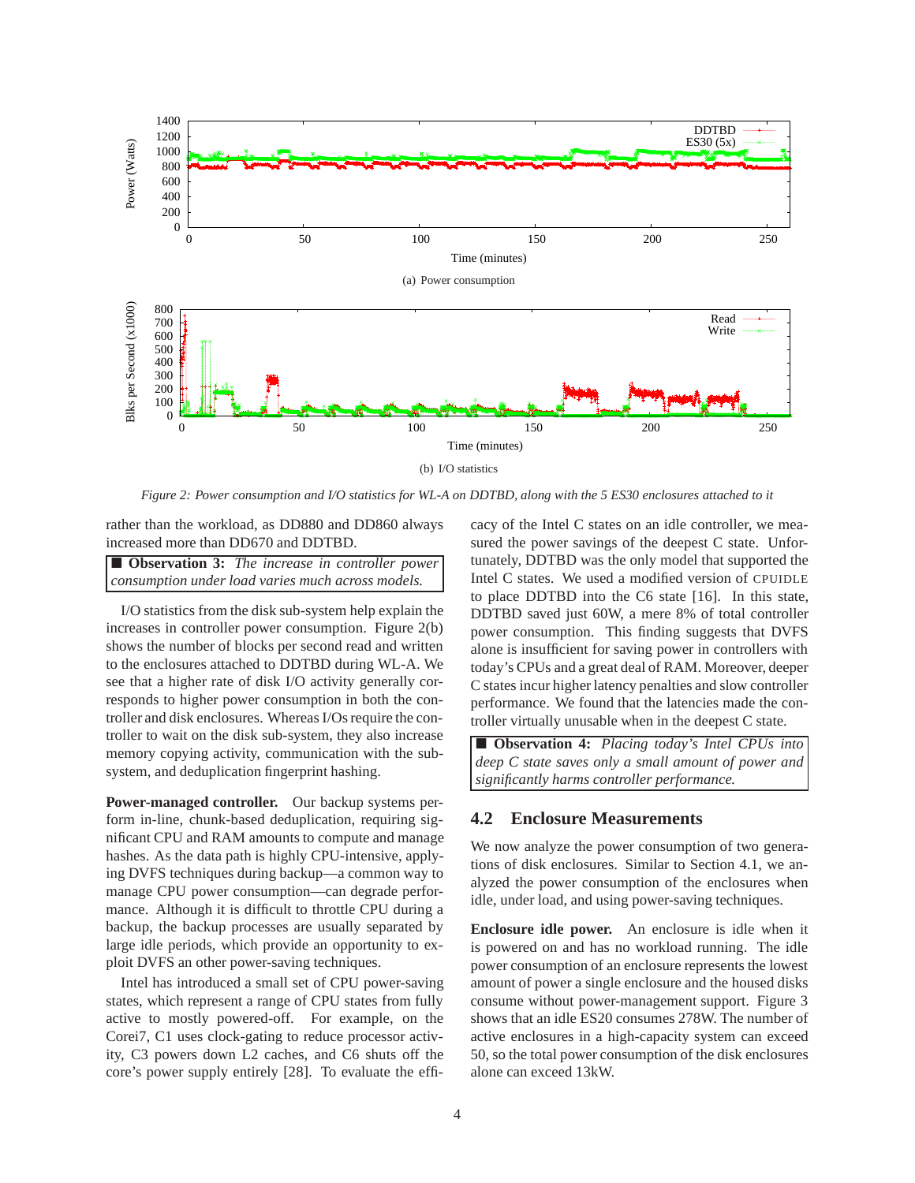(a) Power consumption

(b) I/O statistics

*Figure 2: Power consumption and I/O statistics for WL-A on DDTBD, along with the 5 ES30 enclosures attached to it*

rather than the workload, as DD880 and DD860 always increased more than DD670 and DDTBD.

■ **Observation 3:** *The increase in controller power consumption under load varies much across models.*

I/O statistics from the disk sub-system help explain the increases in controller power consumption. Figure 2(b) shows the number of blocks per second read and written to the enclosures attached to DDTBD during WL-A. We see that a higher rate of disk I/O activity generally corresponds to higher power consumption in both the controller and disk enclosures. Whereas I/Os require the controller to wait on the disk sub-system, they also increase memory copying activity, communication with the sub-system, and deduplication fingerprint hashing.

**Power-managed controller.** Our backup systems perform in-line, chunk-based deduplication, requiring significant CPU and RAM amounts to compute and manage hashes. As the data path is highly CPU-intensive, applying DVFS techniques during backup—a common way to manage CPU power consumption—can degrade performance. Although it is difficult to throttle CPU during a backup, the backup processes are usually separated by large idle periods, which provide an opportunity to exploit DVFS an other power-saving techniques.

Intel has introduced a small set of CPU power-saving states, which represent a range of CPU states from fully active to mostly powered-off. For example, on the Corei7, C1 uses clock-gating to reduce processor activity, C3 powers down L2 caches, and C6 shuts off the core's power supply entirely [28]. To evaluate the efficacy of the Intel C states on an idle controller, we measured the power savings of the deepest C state. Unfortunately, DDTBD was the only model that supported the Intel C states. We used a modified version of CPUIDLE to place DDTBD into the C6 state [16]. In this state, DDTBD saved just 60W, a mere 8% of total controller power consumption. This finding suggests that DVFS alone is insufficient for saving power in controllers with today's CPUs and a great deal of RAM. Moreover, deeper C states incur higher latency penalties and slow controller performance. We found that the latencies made the controller virtually unusable when in the deepest C state.

■ **Observation 4:** *Placing today's Intel CPUs into deep C state saves only a small amount of power and significantly harms controller performance.*

## 4.2 Enclosure Measurements

We now analyze the power consumption of two generations of disk enclosures. Similar to Section 4.1, we analyzed the power consumption of the enclosures when idle, under load, and using power-saving techniques.

**Enclosure idle power.** An enclosure is idle when it is powered on and has no workload running. The idle power consumption of an enclosure represents the lowest amount of power a single enclosure and the housed disks consume without power-management support. Figure 3 shows that an idle ES20 consumes 278W. The number of active enclosures in a high-capacity system can exceed 50, so the total power consumption of the disk enclosures alone can exceed 13kW.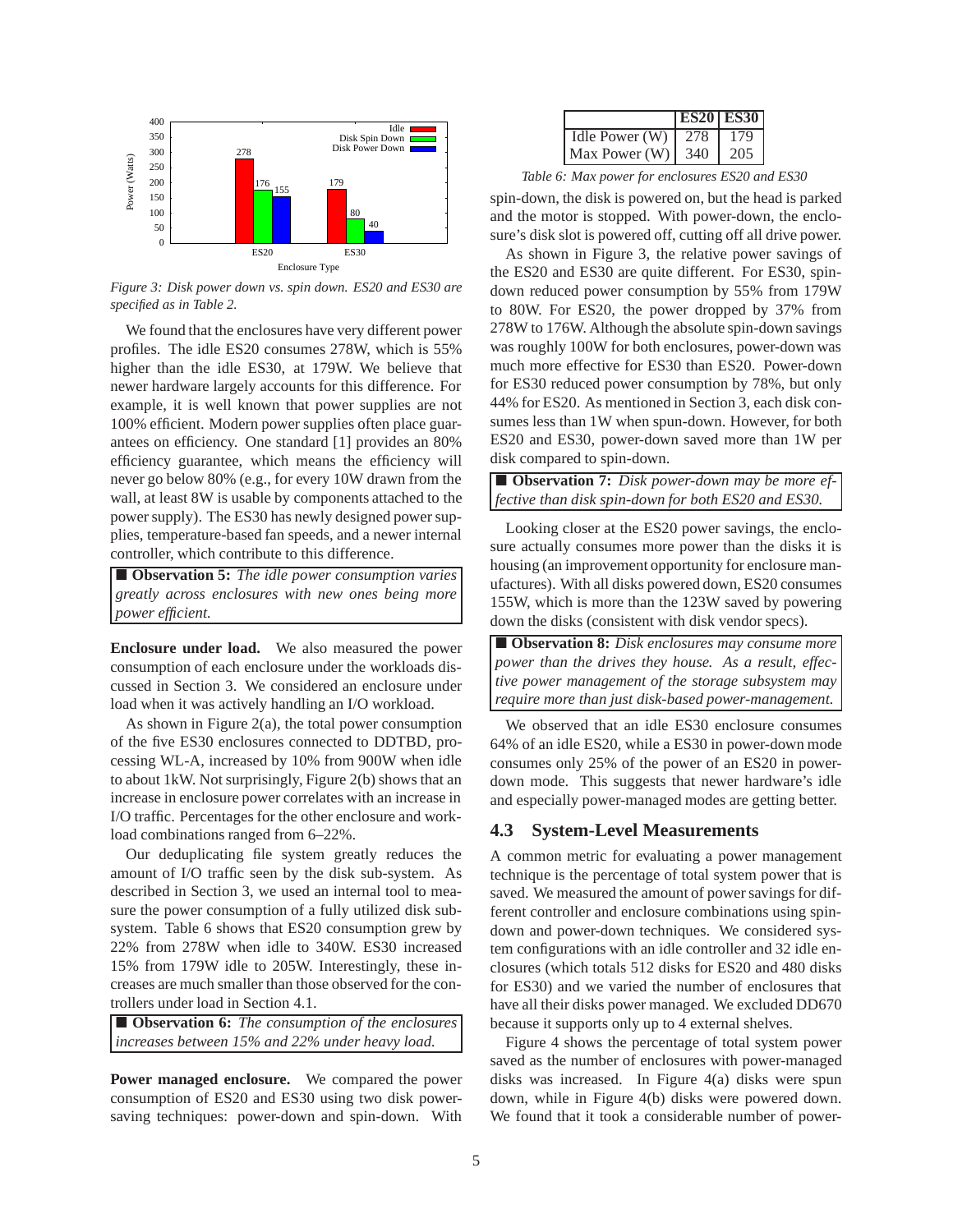Figure 3: Disk power down vs. spin down. ES20 and ES30 are specified as in Table 2.

We found that the enclosures have very different power profiles. The idle ES20 consumes 278W, which is 55% higher than the idle ES30, at 179W. We believe that newer hardware largely accounts for this difference. For example, it is well known that power supplies are not 100% efficient. Modern power supplies often place guarantees on efficiency. One standard [1] provides an 80% efficiency guarantee, which means the efficiency will never go below 80% (e.g., for every 10W drawn from the wall, at least 8W is usable by components attached to the power supply). The ES30 has newly designed power supplies, temperature-based fan speeds, and a newer internal controller, which contribute to this difference.

■ **Observation 5:** *The idle power consumption varies greatly across enclosures with new ones being more power efficient.*

**Enclosure under load.** We also measured the power consumption of each enclosure under the workloads discussed in Section 3. We considered an enclosure under load when it was actively handling an I/O workload.

As shown in Figure 2(a), the total power consumption of the five ES30 enclosures connected to DDTBD, processing WL-A, increased by 10% from 900W when idle to about 1kW. Not surprisingly, Figure 2(b) shows that an increase in enclosure power correlates with an increase in I/O traffic. Percentages for the other enclosure and workload combinations ranged from 6–22%.

Our deduplicating file system greatly reduces the amount of I/O traffic seen by the disk sub-system. As described in Section 3, we used an internal tool to measure the power consumption of a fully utilized disk subsystem. Table 6 shows that ES20 consumption grew by 22% from 278W when idle to 340W. ES30 increased 15% from 179W idle to 205W. Interestingly, these increases are much smaller than those observed for the controllers under load in Section 4.1.

■ **Observation 6:** *The consumption of the enclosures increases between 15% and 22% under heavy load.*

**Power managed enclosure.** We compared the power consumption of ES20 and ES30 using two disk power-saving techniques: power-down and spin-down. With

| | ES20 | ES30 |
|---|---|---|
| Idle Power (W) | 278 | 179 |
| Max Power (W) | 340 | 205 |

Table 6: Max power for enclosures ES20 and ES30

spin-down, the disk is powered on, but the head is parked and the motor is stopped. With power-down, the enclosure's disk slot is powered off, cutting off all drive power.

As shown in Figure 3, the relative power savings of the ES20 and ES30 are quite different. For ES30, spin-down reduced power consumption by 55% from 179W to 80W. For ES20, the power dropped by 37% from 278W to 176W. Although the absolute spin-down savings was roughly 100W for both enclosures, power-down was much more effective for ES30 than ES20. Power-down for ES30 reduced power consumption by 78%, but only 44% for ES20. As mentioned in Section 3, each disk consumes less than 1W when spun-down. However, for both ES20 and ES30, power-down saved more than 1W per disk compared to spin-down.

■ **Observation 7:** *Disk power-down may be more effective than disk spin-down for both ES20 and ES30.*

Looking closer at the ES20 power savings, the enclosure actually consumes more power than the disks it is housing (an improvement opportunity for enclosure manufacturers). With all disks powered down, ES20 consumes 155W, which is more than the 123W saved by powering down the disks (consistent with disk vendor specs).

■ **Observation 8:** *Disk enclosures may consume more power than the drives they house. As a result, effective power management of the storage subsystem may require more than just disk-based power-management.*

We observed that an idle ES30 enclosure consumes 64% of an idle ES20, while a ES30 in power-down mode consumes only 25% of the power of an ES20 in power-down mode. This suggests that newer hardware's idle and especially power-managed modes are getting better.

### 4.3 System-Level Measurements

A common metric for evaluating a power management technique is the percentage of total system power that is saved. We measured the amount of power savings for different controller and enclosure combinations using spin-down and power-down techniques. We considered system configurations with an idle controller and 32 idle enclosures (which totals 512 disks for ES20 and 480 disks for ES30) and we varied the number of enclosures that have all their disks power managed. We excluded DD670 because it supports only up to 4 external shelves.

Figure 4 shows the percentage of total system power saved as the number of enclosures with power-managed disks was increased. In Figure 4(a) disks were spun down, while in Figure 4(b) disks were powered down. We found that it took a considerable number of power-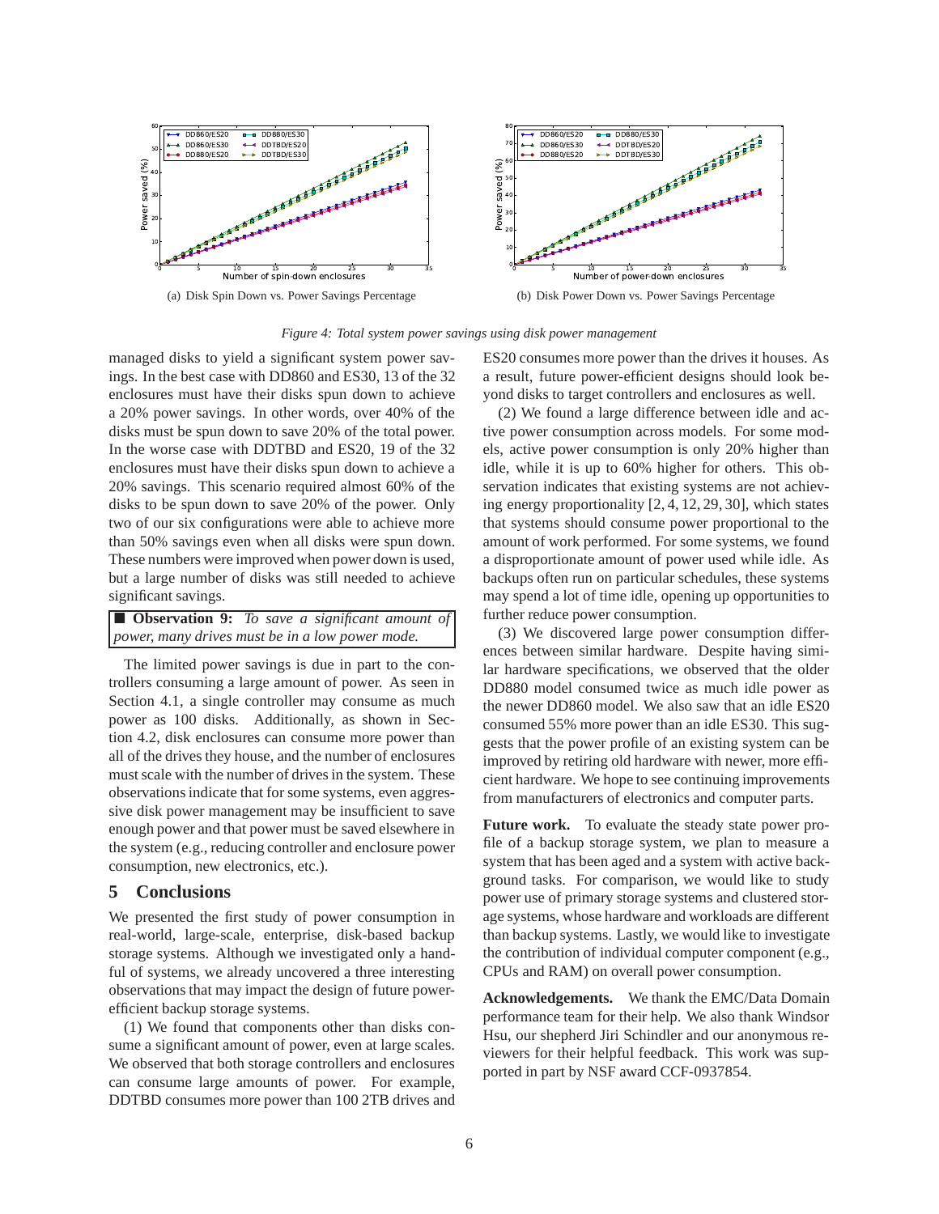(a) Disk Spin Down vs. Power Savings Percentage

(b) Disk Power Down vs. Power Savings Percentage

*Figure 4: Total system power savings using disk power management*

managed disks to yield a significant system power savings. In the best case with DD860 and ES30, 13 of the 32 enclosures must have their disks spun down to achieve a 20% power savings. In other words, over 40% of the disks must be spun down to save 20% of the total power. In the worse case with DDTBD and ES20, 19 of the 32 enclosures must have their disks spun down to achieve a 20% savings. This scenario required almost 60% of the disks to be spun down to save 20% of the power. Only two of our six configurations were able to achieve more than 50% savings even when all disks were spun down. These numbers were improved when power down is used, but a large number of disks was still needed to achieve significant savings.

■ **Observation 9:** *To save a significant amount of power, many drives must be in a low power mode.*

The limited power savings is due in part to the controllers consuming a large amount of power. As seen in Section 4.1, a single controller may consume as much power as 100 disks. Additionally, as shown in Section 4.2, disk enclosures can consume more power than all of the drives they house, and the number of enclosures must scale with the number of drives in the system. These observations indicate that for some systems, even aggressive disk power management may be insufficient to save enough power and that power must be saved elsewhere in the system (e.g., reducing controller and enclosure power consumption, new electronics, etc.).

## 5 Conclusions

We presented the first study of power consumption in real-world, large-scale, enterprise, disk-based backup storage systems. Although we investigated only a handful of systems, we already uncovered a three interesting observations that may impact the design of future power-efficient backup storage systems.

(1) We found that components other than disks consume a significant amount of power, even at large scales. We observed that both storage controllers and enclosures can consume large amounts of power. For example, DDTBD consumes more power than 100 2TB drives and ES20 consumes more power than the drives it houses. As a result, future power-efficient designs should look beyond disks to target controllers and enclosures as well.

(2) We found a large difference between idle and active power consumption across models. For some models, active power consumption is only 20% higher than idle, while it is up to 60% higher for others. This observation indicates that existing systems are not achieving energy proportionality [2, 4, 12, 29, 30], which states that systems should consume power proportional to the amount of work performed. For some systems, we found a disproportionate amount of power used while idle. As backups often run on particular schedules, these systems may spend a lot of time idle, opening up opportunities to further reduce power consumption.

(3) We discovered large power consumption differences between similar hardware. Despite having similar hardware specifications, we observed that the older DD880 model consumed twice as much idle power as the newer DD860 model. We also saw that an idle ES20 consumed 55% more power than an idle ES30. This suggests that the power profile of an existing system can be improved by retiring old hardware with newer, more efficient hardware. We hope to see continuing improvements from manufacturers of electronics and computer parts.

**Future work.** To evaluate the steady state power profile of a backup storage system, we plan to measure a system that has been aged and a system with active background tasks. For comparison, we would like to study power use of primary storage systems and clustered storage systems, whose hardware and workloads are different than backup systems. Lastly, we would like to investigate the contribution of individual computer component (e.g., CPUs and RAM) on overall power consumption.

**Acknowledgements.** We thank the EMC/Data Domain performance team for their help. We also thank Windsor Hsu, our shepherd Jiri Schindler and our anonymous reviewers for their helpful feedback. This work was supported in part by NSF award CCF-0937854.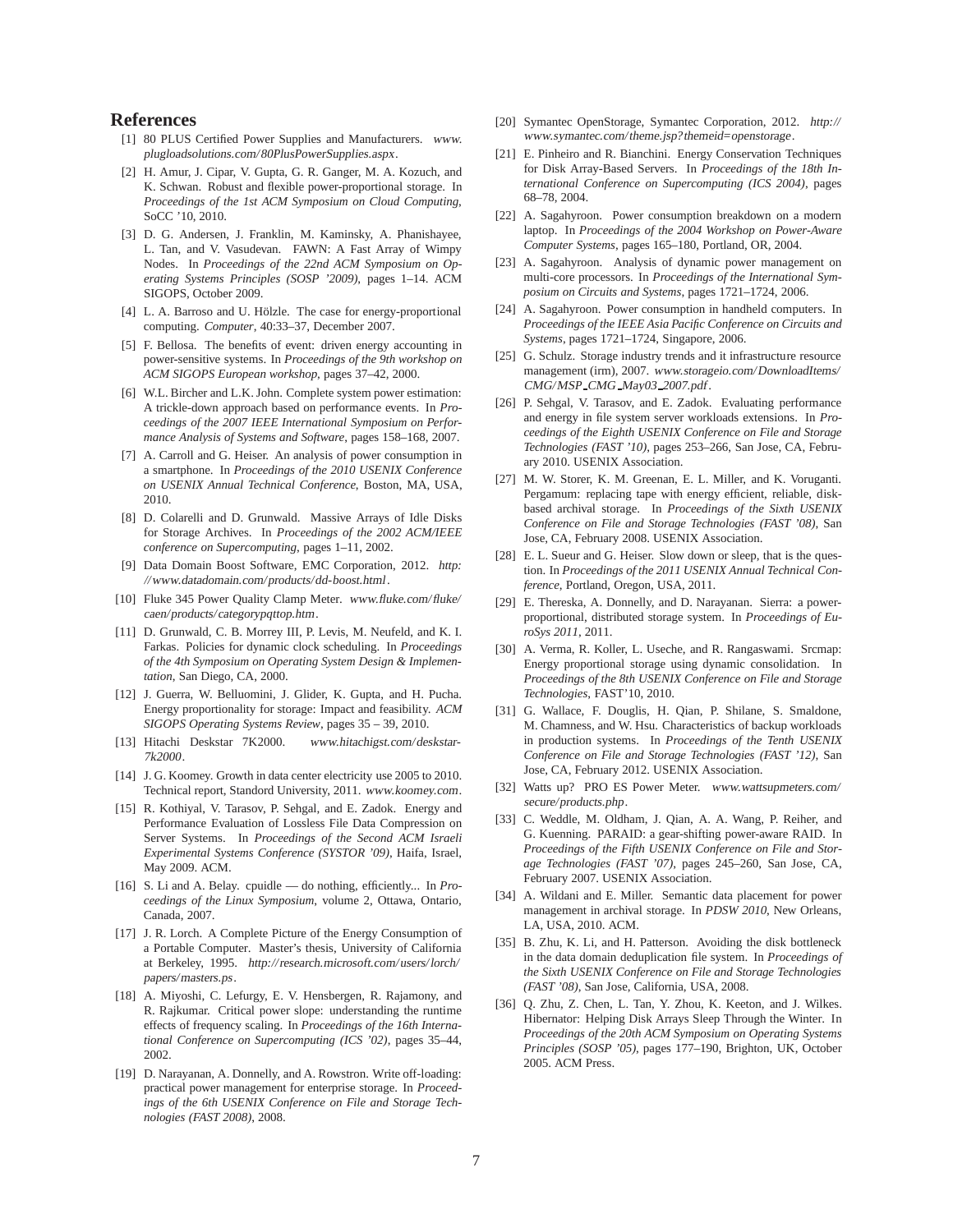## References

[1] 80 PLUS Certified Power Supplies and Manufacturers. *www.plugloadsolutions.com/80PlusPowerSupplies.aspx*.

[2] H. Amur, J. Cipar, V. Gupta, G. R. Ganger, M. A. Kozuch, and K. Schwan. Robust and flexible power-proportional storage. In *Proceedings of the 1st ACM Symposium on Cloud Computing*, SoCC '10, 2010.

[3] D. G. Andersen, J. Franklin, M. Kaminsky, A. Phanishayee, L. Tan, and V. Vasudevan. FAWN: A Fast Array of Wimpy Nodes. In *Proceedings of the 22nd ACM Symposium on Operating Systems Principles (SOSP '2009)*, pages 1–14. ACM SIGOPS, October 2009.

[4] L. A. Barroso and U. Hölzle. The case for energy-proportional computing. *Computer*, 40:33–37, December 2007.

[5] F. Bellosa. The benefits of event: driven energy accounting in power-sensitive systems. In *Proceedings of the 9th workshop on ACM SIGOPS European workshop*, pages 37–42, 2000.

[6] W.L. Bircher and L.K. John. Complete system power estimation: A trickle-down approach based on performance events. In *Proceedings of the 2007 IEEE International Symposium on Performance Analysis of Systems and Software*, pages 158–168, 2007.

[7] A. Carroll and G. Heiser. An analysis of power consumption in a smartphone. In *Proceedings of the 2010 USENIX Conference on USENIX Annual Technical Conference*, Boston, MA, USA, 2010.

[8] D. Colarelli and D. Grunwald. Massive Arrays of Idle Disks for Storage Archives. In *Proceedings of the 2002 ACM/IEEE conference on Supercomputing*, pages 1–11, 2002.

[9] Data Domain Boost Software, EMC Corporation, 2012. *http://www.datadomain.com/products/dd-boost.html*.

[10] Fluke 345 Power Quality Clamp Meter. *www.fluke.com/fluke/caen/products/categorypqttop.htm*.

[11] D. Grunwald, C. B. Morrey III, P. Levis, M. Neufeld, and K. I. Farkas. Policies for dynamic clock scheduling. In *Proceedings of the 4th Symposium on Operating System Design & Implementation*, San Diego, CA, 2000.

[12] J. Guerra, W. Belluomini, J. Glider, K. Gupta, and H. Pucha. Energy proportionality for storage: Impact and feasibility. *ACM SIGOPS Operating Systems Review*, pages 35 – 39, 2010.

[13] Hitachi Deskstar 7K2000. *www.hitachigst.com/deskstar-7k2000*.

[14] J. G. Koomey. Growth in data center electricity use 2005 to 2010. Technical report, Standord University, 2011. *www.koomey.com*.

[15] R. Kothiyal, V. Tarasov, P. Sehgal, and E. Zadok. Energy and Performance Evaluation of Lossless File Data Compression on Server Systems. In *Proceedings of the Second ACM Israeli Experimental Systems Conference (SYSTOR '09)*, Haifa, Israel, May 2009. ACM.

[16] S. Li and A. Belay. cpuidle — do nothing, efficiently... In *Proceedings of the Linux Symposium*, volume 2, Ottawa, Ontario, Canada, 2007.

[17] J. R. Lorch. A Complete Picture of the Energy Consumption of a Portable Computer. Master's thesis, University of California at Berkeley, 1995. *http://research.microsoft.com/users/lorch/papers/masters.ps*.

[18] A. Miyoshi, C. Lefurgy, E. V. Hensbergen, R. Rajamony, and R. Rajkumar. Critical power slope: understanding the runtime effects of frequency scaling. In *Proceedings of the 16th International Conference on Supercomputing (ICS '02)*, pages 35–44, 2002.

[19] D. Narayanan, A. Donnelly, and A. Rowstron. Write off-loading: practical power management for enterprise storage. In *Proceedings of the 6th USENIX Conference on File and Storage Technologies (FAST 2008)*, 2008.

[20] Symantec OpenStorage, Symantec Corporation, 2012. *http://www.symantec.com/theme.jsp?themeid=openstorage*.

[21] E. Pinheiro and R. Bianchini. Energy Conservation Techniques for Disk Array-Based Servers. In *Proceedings of the 18th International Conference on Supercomputing (ICS 2004)*, pages 68–78, 2004.

[22] A. Sagahyroon. Power consumption breakdown on a modern laptop. In *Proceedings of the 2004 Workshop on Power-Aware Computer Systems*, pages 165–180, Portland, OR, 2004.

[23] A. Sagahyroon. Analysis of dynamic power management on multi-core processors. In *Proceedings of the International Symposium on Circuits and Systems*, pages 1721–1724, 2006.

[24] A. Sagahyroon. Power consumption in handheld computers. In *Proceedings of the IEEE Asia Pacific Conference on Circuits and Systems*, pages 1721–1724, Singapore, 2006.

[25] G. Schulz. Storage industry trends and it infrastructure resource management (irm), 2007. *www.storageio.com/DownloadItems/CMG/MSP_CMG_May03_2007.pdf*.

[26] P. Sehgal, V. Tarasov, and E. Zadok. Evaluating performance and energy in file system server workloads extensions. In *Proceedings of the Eighth USENIX Conference on File and Storage Technologies (FAST '10)*, pages 253–266, San Jose, CA, February 2010. USENIX Association.

[27] M. W. Storer, K. M. Greenan, E. L. Miller, and K. Voruganti. Pergamum: replacing tape with energy efficient, reliable, disk-based archival storage. In *Proceedings of the Sixth USENIX Conference on File and Storage Technologies (FAST '08)*, San Jose, CA, February 2008. USENIX Association.

[28] E. L. Sueur and G. Heiser. Slow down or sleep, that is the question. In *Proceedings of the 2011 USENIX Annual Technical Conference*, Portland, Oregon, USA, 2011.

[29] E. Thereska, A. Donnelly, and D. Narayanan. Sierra: a power-proportional, distributed storage system. In *Proceedings of EuroSys 2011*, 2011.

[30] A. Verma, R. Koller, L. Useche, and R. Rangaswami. Srcmap: Energy proportional storage using dynamic consolidation. In *Proceedings of the 8th USENIX Conference on File and Storage Technologies*, FAST'10, 2010.

[31] G. Wallace, F. Douglis, H. Qian, P. Shilane, S. Smaldone, M. Chamness, and W. Hsu. Characteristics of backup workloads in production systems. In *Proceedings of the Tenth USENIX Conference on File and Storage Technologies (FAST '12)*, San Jose, CA, February 2012. USENIX Association.

[32] Watts up? PRO ES Power Meter. *www.wattsupmeters.com/secure/products.php*.

[33] C. Weddle, M. Oldham, J. Qian, A. A. Wang, P. Reiher, and G. Kuenning. PARAID: a gear-shifting power-aware RAID. In *Proceedings of the Fifth USENIX Conference on File and Storage Technologies (FAST '07)*, pages 245–260, San Jose, CA, February 2007. USENIX Association.

[34] A. Wildani and E. Miller. Semantic data placement for power management in archival storage. In *PDSW 2010*, New Orleans, LA, USA, 2010. ACM.

[35] B. Zhu, K. Li, and H. Patterson. Avoiding the disk bottleneck in the data domain deduplication file system. In *Proceedings of the Sixth USENIX Conference on File and Storage Technologies (FAST '08)*, San Jose, California, USA, 2008.

[36] Q. Zhu, Z. Chen, L. Tan, Y. Zhou, K. Keeton, and J. Wilkes. Hibernator: Helping Disk Arrays Sleep Through the Winter. In *Proceedings of the 20th ACM Symposium on Operating Systems Principles (SOSP '05)*, pages 177–190, Brighton, UK, October 2005. ACM Press.